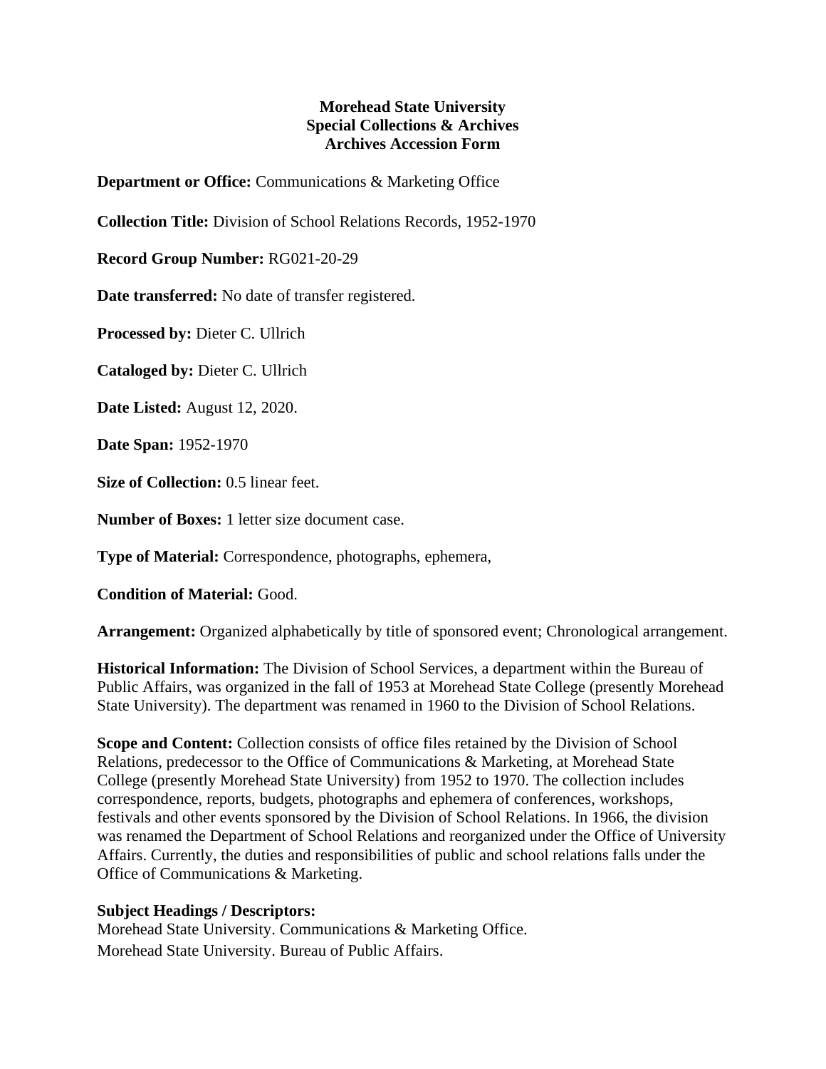**Morehead State University**
**Special Collections & Archives**
**Archives Accession Form**

**Department or Office:** Communications & Marketing Office

**Collection Title:** Division of School Relations Records, 1952-1970

**Record Group Number:** RG021-20-29

**Date transferred:** No date of transfer registered.

**Processed by:** Dieter C. Ullrich

**Cataloged by:** Dieter C. Ullrich

**Date Listed:** August 12, 2020.

**Date Span:** 1952-1970

**Size of Collection:** 0.5 linear feet.

**Number of Boxes:** 1 letter size document case.

**Type of Material:** Correspondence, photographs, ephemera,

**Condition of Material:** Good.

**Arrangement:** Organized alphabetically by title of sponsored event; Chronological arrangement.

**Historical Information:** The Division of School Services, a department within the Bureau of Public Affairs, was organized in the fall of 1953 at Morehead State College (presently Morehead State University). The department was renamed in 1960 to the Division of School Relations.

**Scope and Content:** Collection consists of office files retained by the Division of School Relations, predecessor to the Office of Communications & Marketing, at Morehead State College (presently Morehead State University) from 1952 to 1970. The collection includes correspondence, reports, budgets, photographs and ephemera of conferences, workshops, festivals and other events sponsored by the Division of School Relations. In 1966, the division was renamed the Department of School Relations and reorganized under the Office of University Affairs. Currently, the duties and responsibilities of public and school relations falls under the Office of Communications & Marketing.

**Subject Headings / Descriptors:**
Morehead State University. Communications & Marketing Office.
Morehead State University. Bureau of Public Affairs.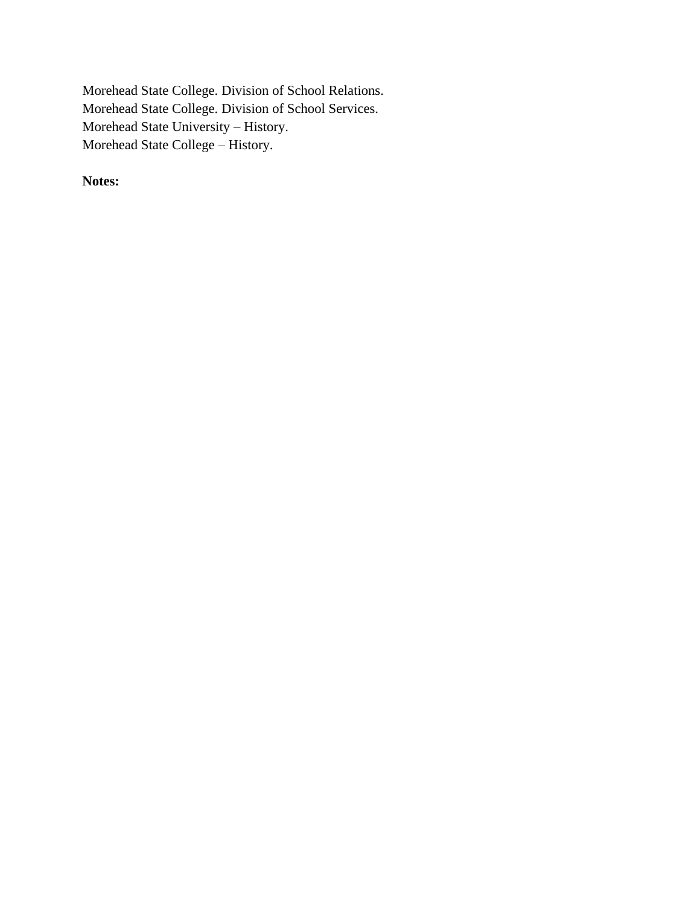Morehead State College. Division of School Relations.
Morehead State College. Division of School Services.
Morehead State University – History.
Morehead State College – History.

**Notes:**